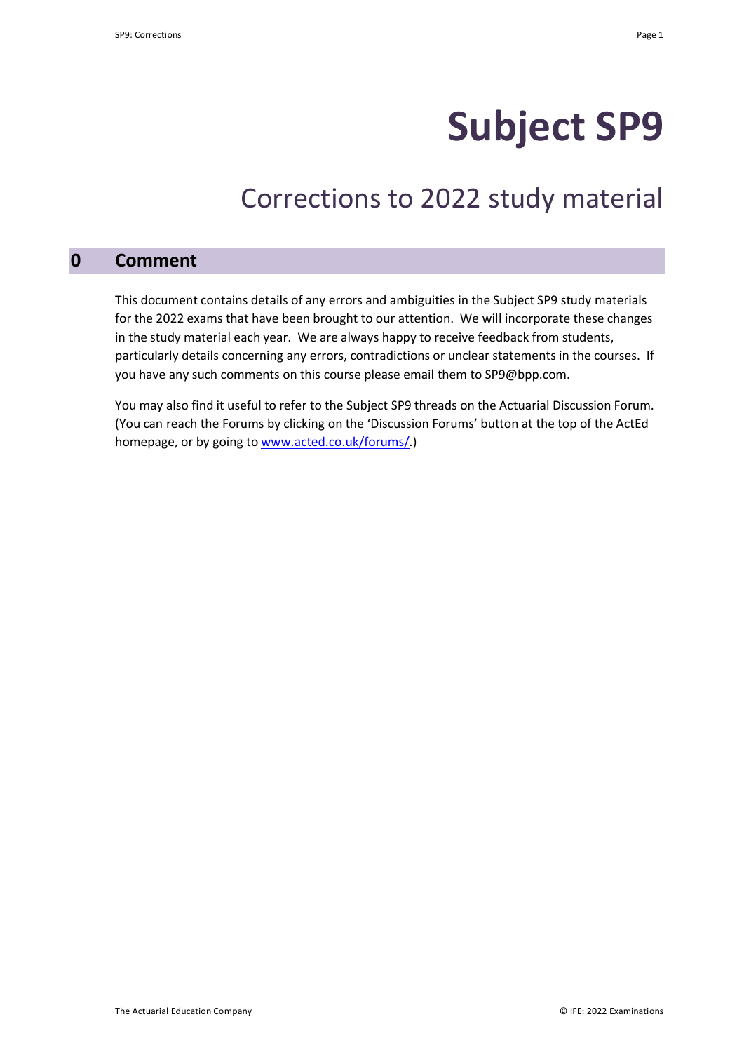# Subject SP9

## Corrections to 2022 study material

## 0 Comment

This document contains details of any errors and ambiguities in the Subject SP9 study materials for the 2022 exams that have been brought to our attention. We will incorporate these changes in the study material each year. We are always happy to receive feedback from students, particularly details concerning any errors, contradictions or unclear statements in the courses. If you have any such comments on this course please email them to SP9@bpp.com.

You may also find it useful to refer to the Subject SP9 threads on the Actuarial Discussion Forum. (You can reach the Forums by clicking on the 'Discussion Forums' button at the top of the ActEd homepage, or by going to [www.acted.co.uk/forums/](www.acted.co.uk/forums/).)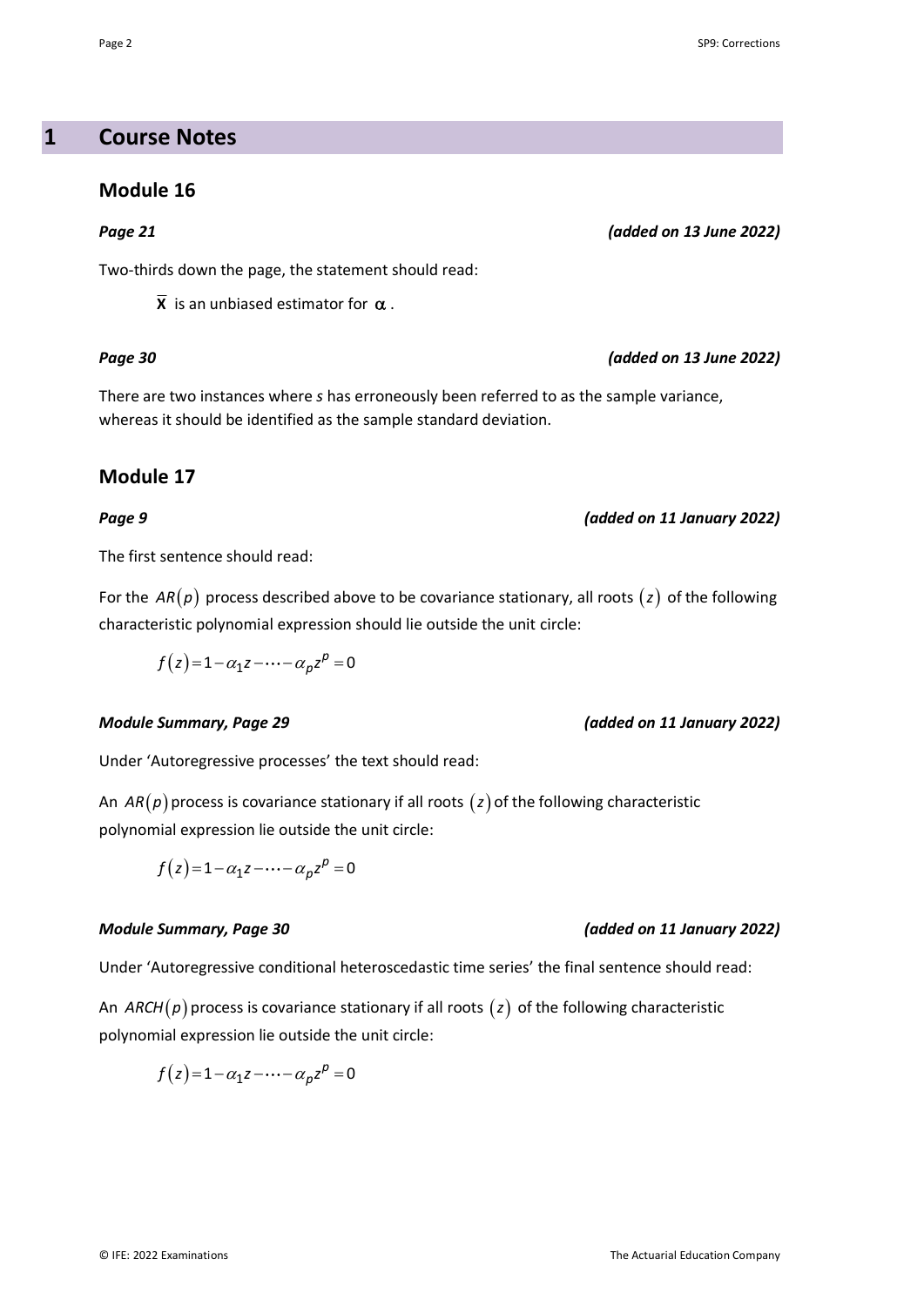# 1 Course Notes

## Module 16

***Page 21*** ***(added on 13 June 2022)***

Two-thirds down the page, the statement should read:

$\overline{\mathbf{X}}$ is an unbiased estimator for $\alpha$.

***Page 30*** ***(added on 13 June 2022)***

There are two instances where *s* has erroneously been referred to as the sample variance, whereas it should be identified as the sample standard deviation.

## Module 17

***Page 9*** ***(added on 11 January 2022)***

The first sentence should read:

For the $AR(p)$ process described above to be covariance stationary, all roots $(z)$ of the following characteristic polynomial expression should lie outside the unit circle:

$$f(z) = 1 - \alpha_1 z - \cdots - \alpha_p z^p = 0$$

***Module Summary, Page 29*** ***(added on 11 January 2022)***

Under 'Autoregressive processes' the text should read:

An $AR(p)$ process is covariance stationary if all roots $(z)$ of the following characteristic polynomial expression lie outside the unit circle:

$$f(z) = 1 - \alpha_1 z - \cdots - \alpha_p z^p = 0$$

***Module Summary, Page 30*** ***(added on 11 January 2022)***

Under 'Autoregressive conditional heteroscedastic time series' the final sentence should read:

An $ARCH(p)$ process is covariance stationary if all roots $(z)$ of the following characteristic polynomial expression lie outside the unit circle:

$$f(z) = 1 - \alpha_1 z - \cdots - \alpha_p z^p = 0$$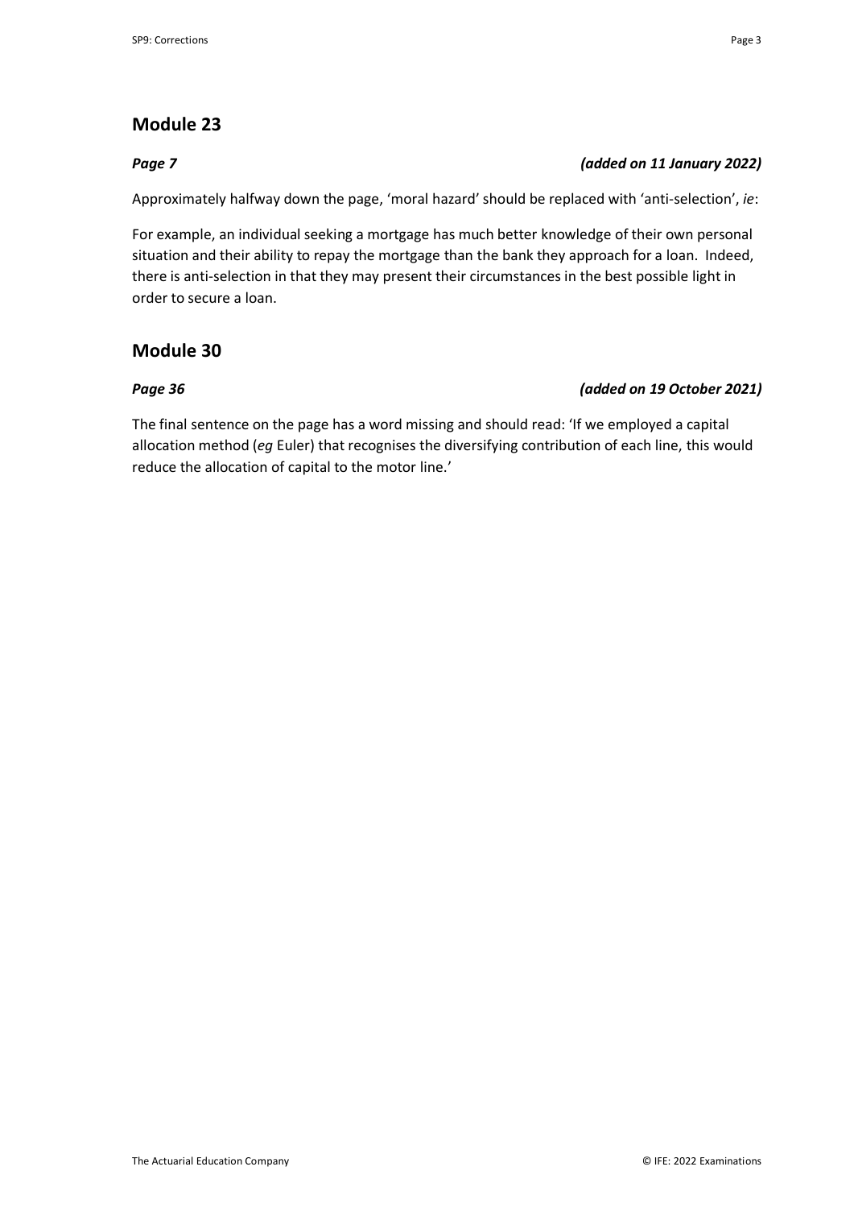## Module 23

***Page 7*** ***(added on 11 January 2022)***

Approximately halfway down the page, 'moral hazard' should be replaced with 'anti-selection', *ie*:

For example, an individual seeking a mortgage has much better knowledge of their own personal situation and their ability to repay the mortgage than the bank they approach for a loan. Indeed, there is anti-selection in that they may present their circumstances in the best possible light in order to secure a loan.

## Module 30

***Page 36*** ***(added on 19 October 2021)***

The final sentence on the page has a word missing and should read: 'If we employed a capital allocation method (*eg* Euler) that recognises the diversifying contribution of each line, this would reduce the allocation of capital to the motor line.'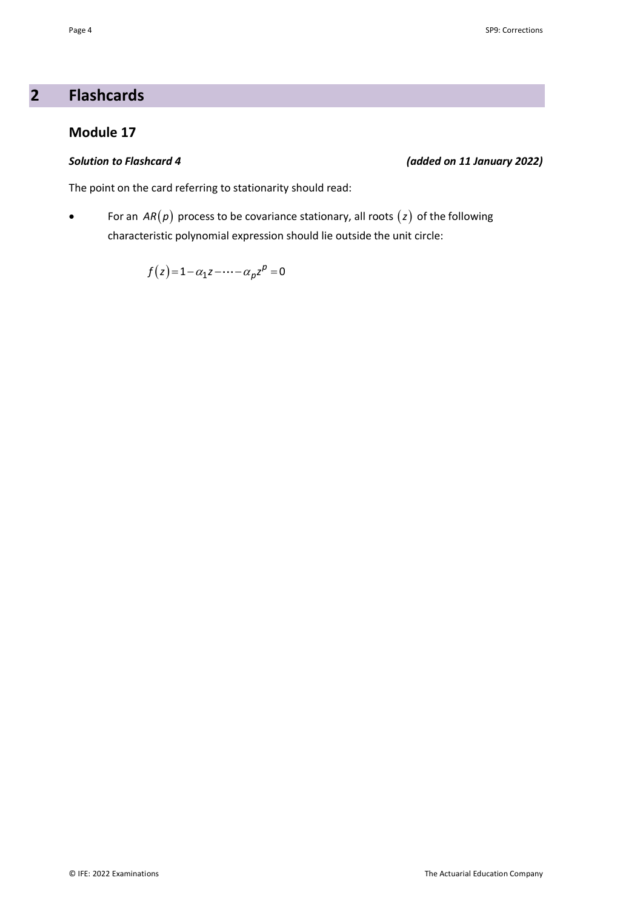# 2 Flashcards

## Module 17

***Solution to Flashcard 4*** ***(added on 11 January 2022)***

The point on the card referring to stationarity should read:

- For an $AR(p)$ process to be covariance stationary, all roots $(z)$ of the following characteristic polynomial expression should lie outside the unit circle:

$$f(z) = 1 - \alpha_1 z - \cdots - \alpha_p z^p = 0$$